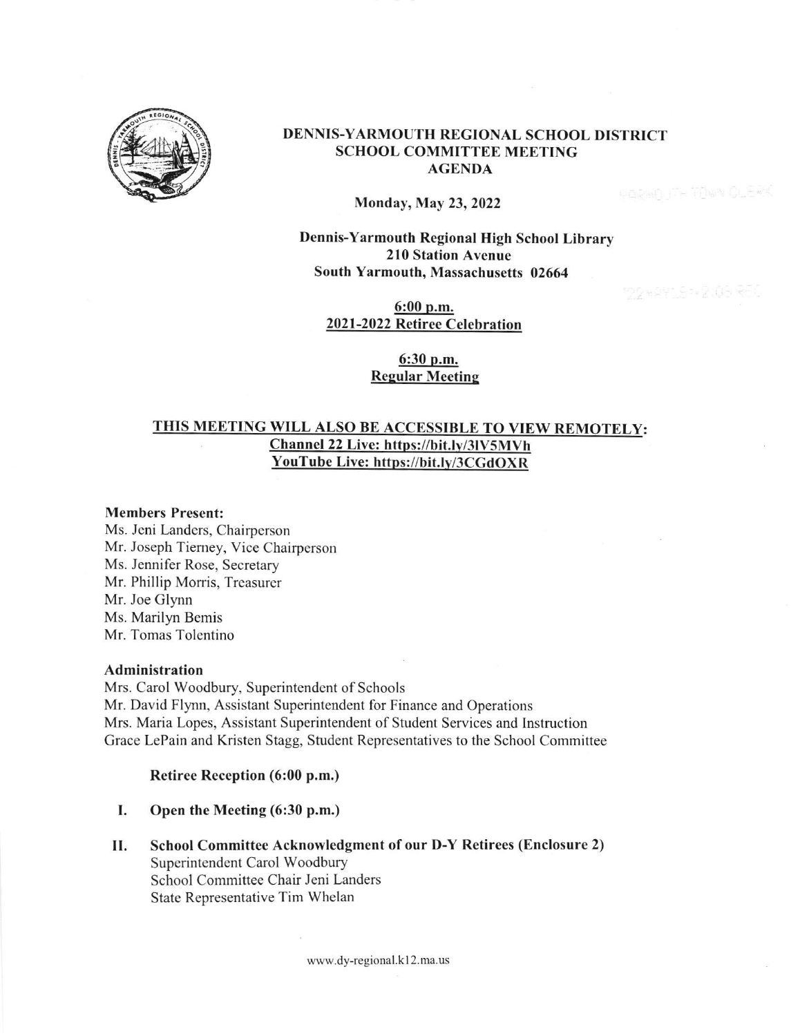# DENNIS-YARMOUTH REGIONAL SCHOOL DISTRICT
## SCHOOL COMMITTEE MEETING
## AGENDA

**Monday, May 23, 2022**

**Dennis-Yarmouth Regional High School Library**
**210 Station Avenue**
**South Yarmouth, Massachusetts 02664**

**6:00 p.m.**
**2021-2022 Retiree Celebration**

**6:30 p.m.**
**Regular Meeting**

**THIS MEETING WILL ALSO BE ACCESSIBLE TO VIEW REMOTELY:**
**Channel 22 Live: https://bit.ly/3lV5MVh**
**YouTube Live: https://bit.ly/3CGdOXR**

**Members Present:**
Ms. Jeni Landers, Chairperson
Mr. Joseph Tierney, Vice Chairperson
Ms. Jennifer Rose, Secretary
Mr. Phillip Morris, Treasurer
Mr. Joe Glynn
Ms. Marilyn Bemis
Mr. Tomas Tolentino

**Administration**
Mrs. Carol Woodbury, Superintendent of Schools
Mr. David Flynn, Assistant Superintendent for Finance and Operations
Mrs. Maria Lopes, Assistant Superintendent of Student Services and Instruction
Grace LePain and Kristen Stagg, Student Representatives to the School Committee

**Retiree Reception (6:00 p.m.)**

I. **Open the Meeting (6:30 p.m.)**

II. **School Committee Acknowledgment of our D-Y Retirees (Enclosure 2)**
Superintendent Carol Woodbury
School Committee Chair Jeni Landers
State Representative Tim Whelan

www.dy-regional.k12.ma.us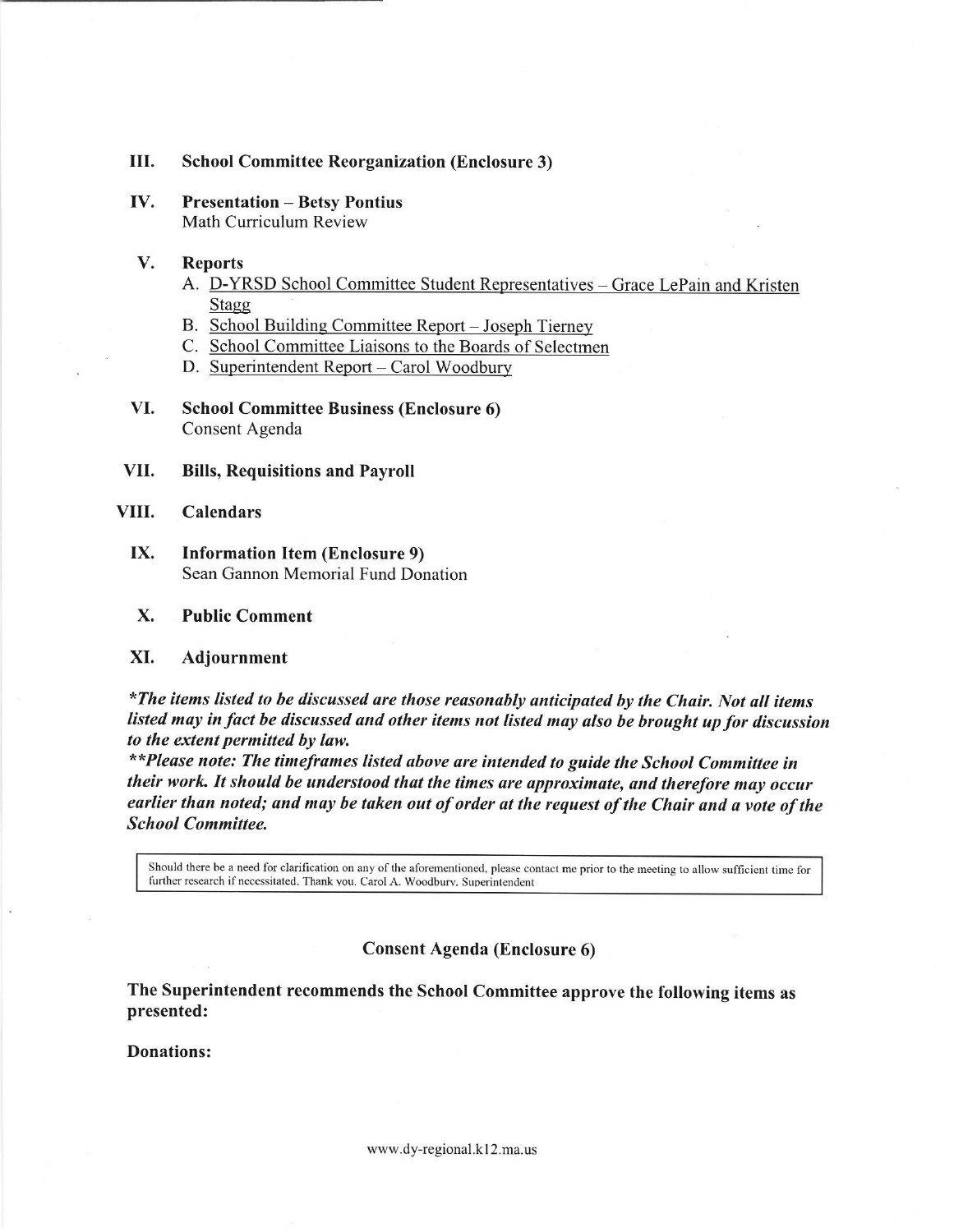## III. School Committee Reorganization (Enclosure 3)

## IV. Presentation – Betsy Pontius

Math Curriculum Review

## V. Reports

A. D-YRSD School Committee Student Representatives – Grace LePain and Kristen Stagg
B. School Building Committee Report – Joseph Tierney
C. School Committee Liaisons to the Boards of Selectmen
D. Superintendent Report – Carol Woodbury

## VI. School Committee Business (Enclosure 6)

Consent Agenda

## VII. Bills, Requisitions and Payroll

## VIII. Calendars

## IX. Information Item (Enclosure 9)

Sean Gannon Memorial Fund Donation

## X. Public Comment

## XI. Adjournment

***The items listed to be discussed are those reasonably anticipated by the Chair. Not all items listed may in fact be discussed and other items not listed may also be brought up for discussion to the extent permitted by law.***

*****Please note: The timeframes listed above are intended to guide the School Committee in their work. It should be understood that the times are approximate, and therefore may occur earlier than noted; and may be taken out of order at the request of the Chair and a vote of the School Committee.***

> Should there be a need for clarification on any of the aforementioned, please contact me prior to the meeting to allow sufficient time for further research if necessitated. Thank you. Carol A. Woodbury, Superintendent

### Consent Agenda (Enclosure 6)

**The Superintendent recommends the School Committee approve the following items as presented:**

**Donations:**

www.dy-regional.k12.ma.us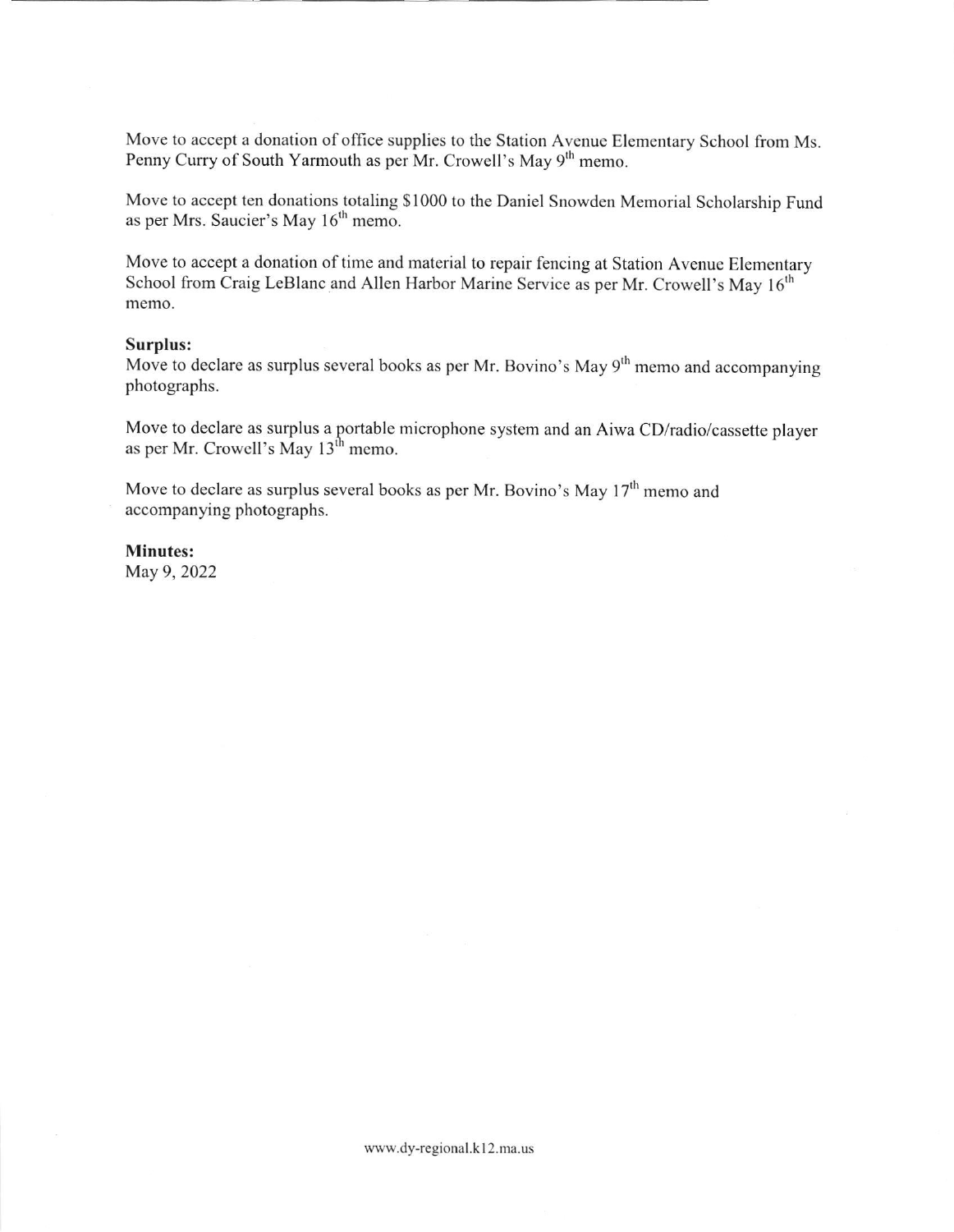Move to accept a donation of office supplies to the Station Avenue Elementary School from Ms. Penny Curry of South Yarmouth as per Mr. Crowell's May 9th memo.

Move to accept ten donations totaling $1000 to the Daniel Snowden Memorial Scholarship Fund as per Mrs. Saucier's May 16th memo.

Move to accept a donation of time and material to repair fencing at Station Avenue Elementary School from Craig LeBlanc and Allen Harbor Marine Service as per Mr. Crowell's May 16th memo.

**Surplus:**

Move to declare as surplus several books as per Mr. Bovino's May 9th memo and accompanying photographs.

Move to declare as surplus a portable microphone system and an Aiwa CD/radio/cassette player as per Mr. Crowell's May 13th memo.

Move to declare as surplus several books as per Mr. Bovino's May 17th memo and accompanying photographs.

**Minutes:**

May 9, 2022

www.dy-regional.k12.ma.us